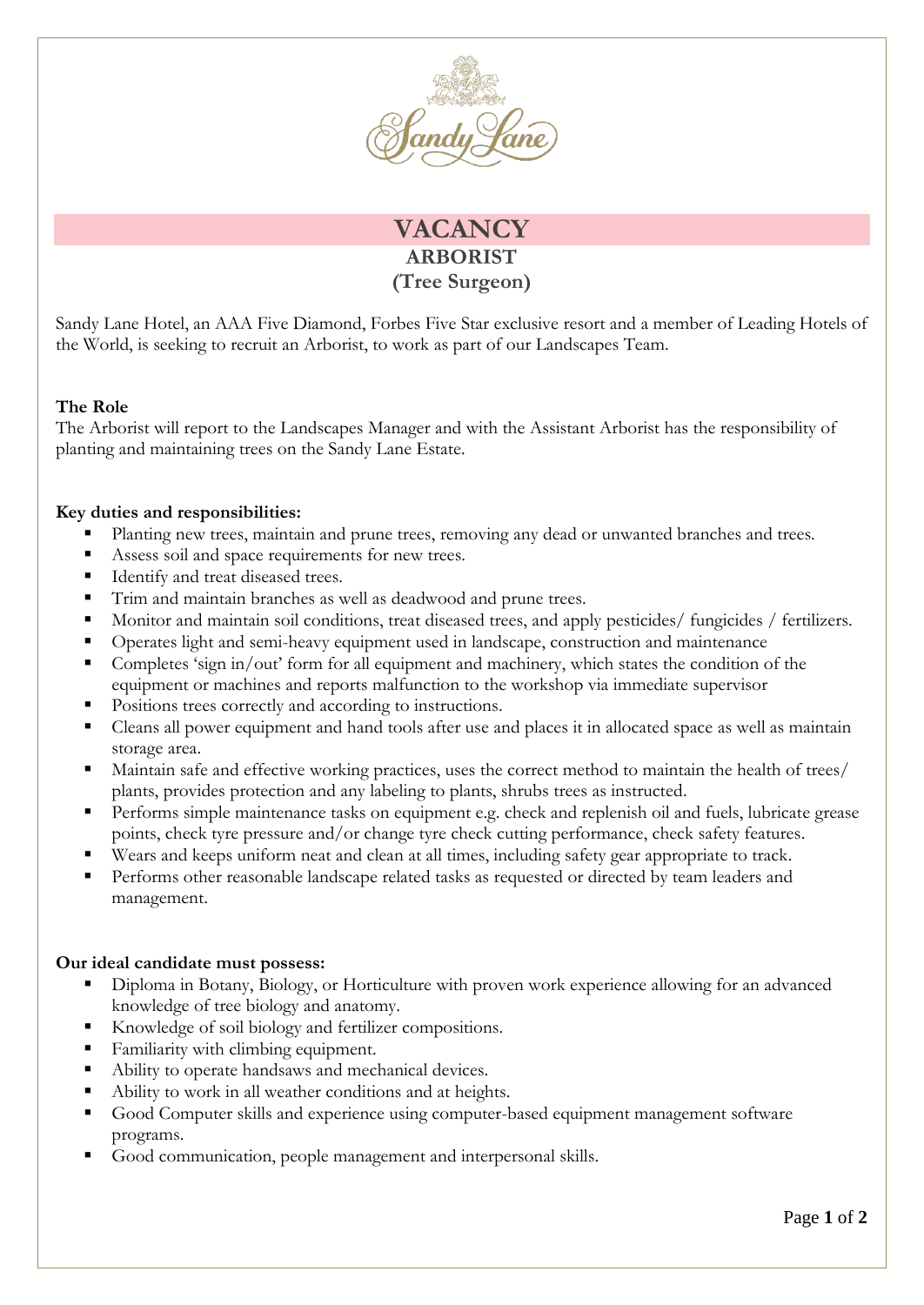# VACANCY

## ARBORIST

## (Tree Surgeon)

Sandy Lane Hotel, an AAA Five Diamond, Forbes Five Star exclusive resort and a member of Leading Hotels of the World, is seeking to recruit an Arborist, to work as part of our Landscapes Team.

**The Role**

The Arborist will report to the Landscapes Manager and with the Assistant Arborist has the responsibility of planting and maintaining trees on the Sandy Lane Estate.

**Key duties and responsibilities:**

- Planting new trees, maintain and prune trees, removing any dead or unwanted branches and trees.
- Assess soil and space requirements for new trees.
- Identify and treat diseased trees.
- Trim and maintain branches as well as deadwood and prune trees.
- Monitor and maintain soil conditions, treat diseased trees, and apply pesticides/ fungicides / fertilizers.
- Operates light and semi-heavy equipment used in landscape, construction and maintenance
- Completes 'sign in/out' form for all equipment and machinery, which states the condition of the equipment or machines and reports malfunction to the workshop via immediate supervisor
- Positions trees correctly and according to instructions.
- Cleans all power equipment and hand tools after use and places it in allocated space as well as maintain storage area.
- Maintain safe and effective working practices, uses the correct method to maintain the health of trees/ plants, provides protection and any labeling to plants, shrubs trees as instructed.
- Performs simple maintenance tasks on equipment e.g. check and replenish oil and fuels, lubricate grease points, check tyre pressure and/or change tyre check cutting performance, check safety features.
- Wears and keeps uniform neat and clean at all times, including safety gear appropriate to track.
- Performs other reasonable landscape related tasks as requested or directed by team leaders and management.

**Our ideal candidate must possess:**

- Diploma in Botany, Biology, or Horticulture with proven work experience allowing for an advanced knowledge of tree biology and anatomy.
- Knowledge of soil biology and fertilizer compositions.
- Familiarity with climbing equipment.
- Ability to operate handsaws and mechanical devices.
- Ability to work in all weather conditions and at heights.
- Good Computer skills and experience using computer-based equipment management software programs.
- Good communication, people management and interpersonal skills.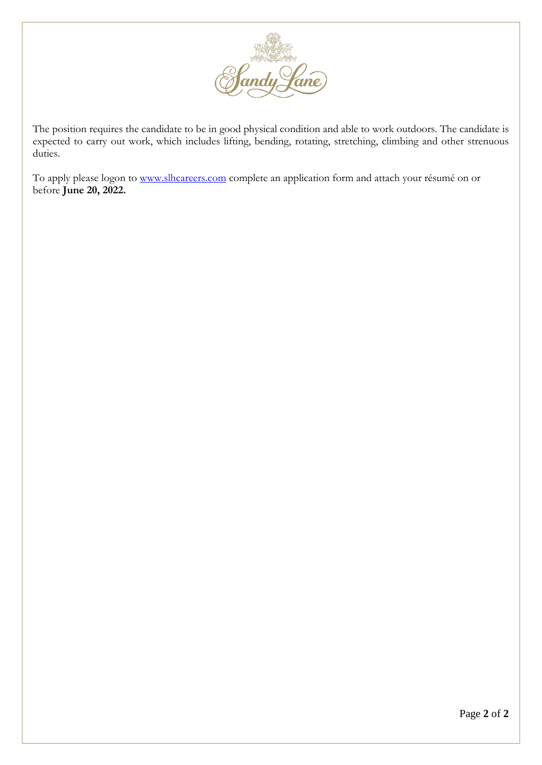The position requires the candidate to be in good physical condition and able to work outdoors. The candidate is expected to carry out work, which includes lifting, bending, rotating, stretching, climbing and other strenuous duties.

To apply please logon to [www.slhcareers.com](http://www.slhcareers.com) complete an application form and attach your résumé on or before **June 20, 2022.**